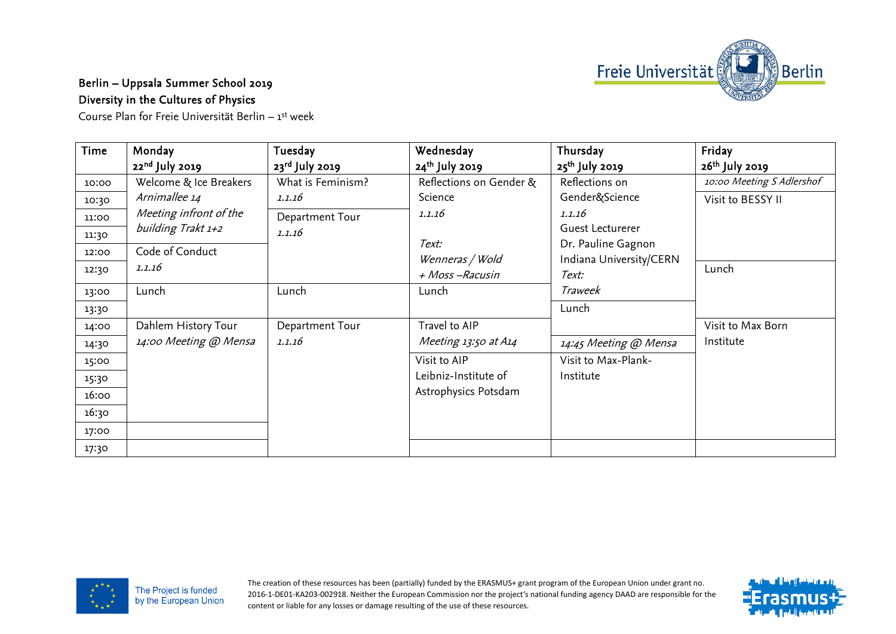Freie Universität Berlin

**Berlin – Uppsala Summer School 2019**
**Diversity in the Cultures of Physics**
Course Plan for Freie Universität Berlin – 1st week

| Time | Monday 22nd July 2019 | Tuesday 23rd July 2019 | Wednesday 24th July 2019 | Thursday 25th July 2019 | Friday 26th July 2019 |
|---|---|---|---|---|---|
| 10:00 | Welcome & Ice Breakers *Arnimallee 14* *Meeting infront of the building Trakt 1+2* | What is Feminism? *1.1.16* | Reflections on Gender & Science *1.1.16* *Text: Wenneras / Wold + Moss –Racusin* | Reflections on Gender&Science *1.1.16* Guest Lecturerer Dr. Pauline Gagnon Indiana University/CERN *Text: Traweek* | *10:00 Meeting S Adlershof* |
| 10:30 | | | | | Visit to BESSY II |
| 11:00 | | Department Tour *1.1.16* | | | |
| 11:30 | | | | | |
| 12:00 | Code of Conduct *1.1.16* | | | | |
| 12:30 | | | | | Lunch |
| 13:00 | Lunch | Lunch | Lunch | | |
| 13:30 | | | | Lunch | |
| 14:00 | Dahlem History Tour *14:00 Meeting @ Mensa* | Department Tour *1.1.16* | Travel to AIP *Meeting 13:50 at A14* | | Visit to Max Born Institute |
| 14:30 | | | | *14:45 Meeting @ Mensa* | |
| 15:00 | | | Visit to AIP Leibniz-Institute of Astrophysics Potsdam | Visit to Max-Plank-Institute | |
| 15:30 | | | | | |
| 16:00 | | | | | |
| 16:30 | | | | | |
| 17:00 | | | | | |
| 17:30 | | | | | |

The Project is funded by the European Union

The creation of these resources has been (partially) funded by the ERASMUS+ grant program of the European Union under grant no. 2016-1-DE01-KA203-002918. Neither the European Commission nor the project's national funding agency DAAD are responsible for the content or liable for any losses or damage resulting of the use of these resources.

Erasmus+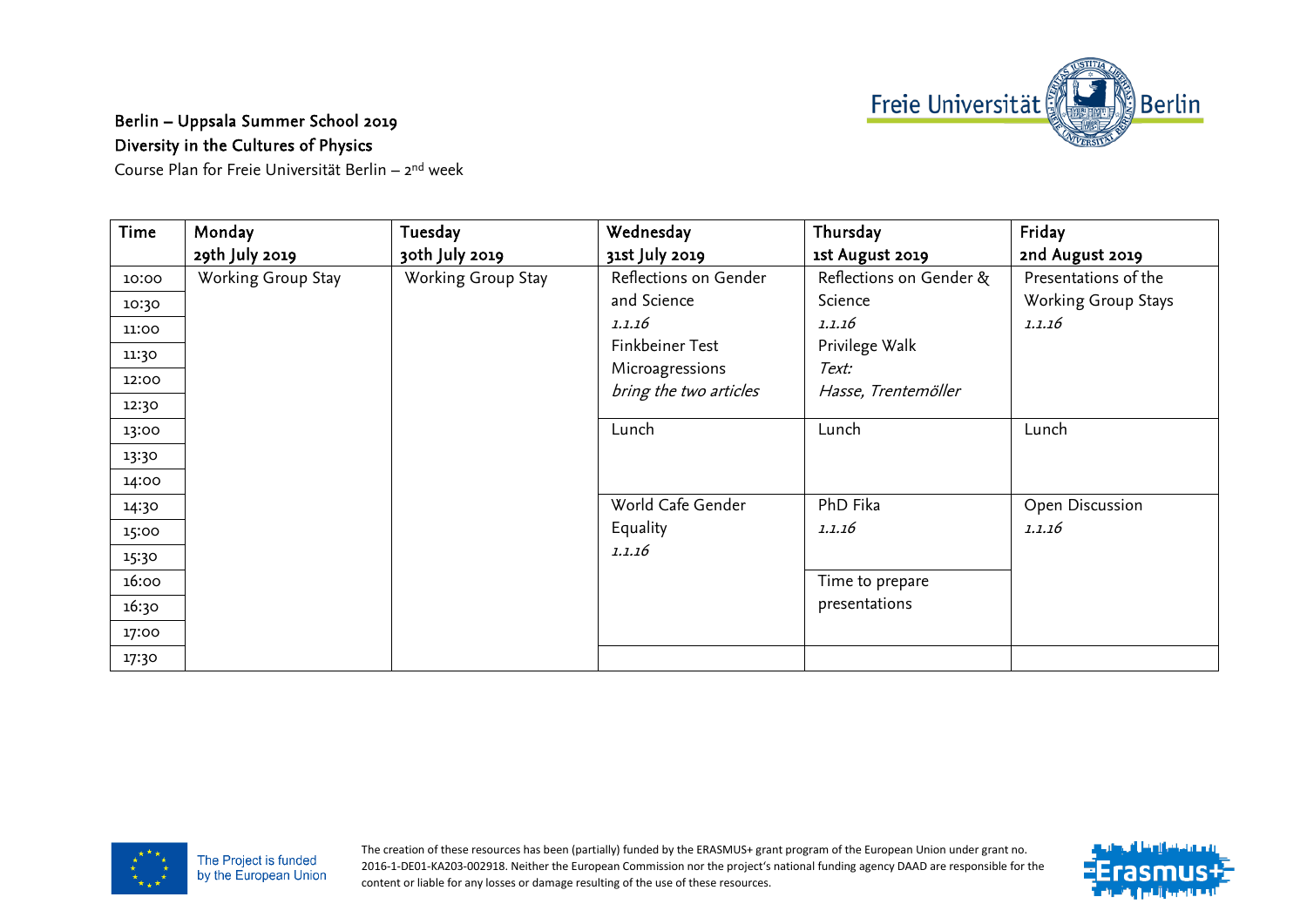Berlin – Uppsala Summer School 2019
Diversity in the Cultures of Physics
Course Plan for Freie Universität Berlin – 2nd week

Freie Universität Berlin

| Time | Monday 29th July 2019 | Tuesday 30th July 2019 | Wednesday 31st July 2019 | Thursday 1st August 2019 | Friday 2nd August 2019 |
|---|---|---|---|---|---|
| 10:00 | Working Group Stay | Working Group Stay | Reflections on Gender and Science *1.1.16* Finkbeiner Test Microagressions *bring the two articles* | Reflections on Gender & Science *1.1.16* Privilege Walk *Text: Hasse, Trentemöller* | Presentations of the Working Group Stays *1.1.16* |
| 10:30 | | | | | |
| 11:00 | | | | | |
| 11:30 | | | | | |
| 12:00 | | | | | |
| 12:30 | | | | | |
| 13:00 | | | Lunch | Lunch | Lunch |
| 13:30 | | | | | |
| 14:00 | | | | | |
| 14:30 | | | World Cafe Gender Equality *1.1.16* | PhD Fika *1.1.16* | Open Discussion *1.1.16* |
| 15:00 | | | | | |
| 15:30 | | | | | |
| 16:00 | | | | Time to prepare presentations | |
| 16:30 | | | | | |
| 17:00 | | | | | |
| 17:30 | | | | | |

The Project is funded by the European Union

The creation of these resources has been (partially) funded by the ERASMUS+ grant program of the European Union under grant no. 2016-1-DE01-KA203-002918. Neither the European Commission nor the project's national funding agency DAAD are responsible for the content or liable for any losses or damage resulting of the use of these resources.

Erasmus+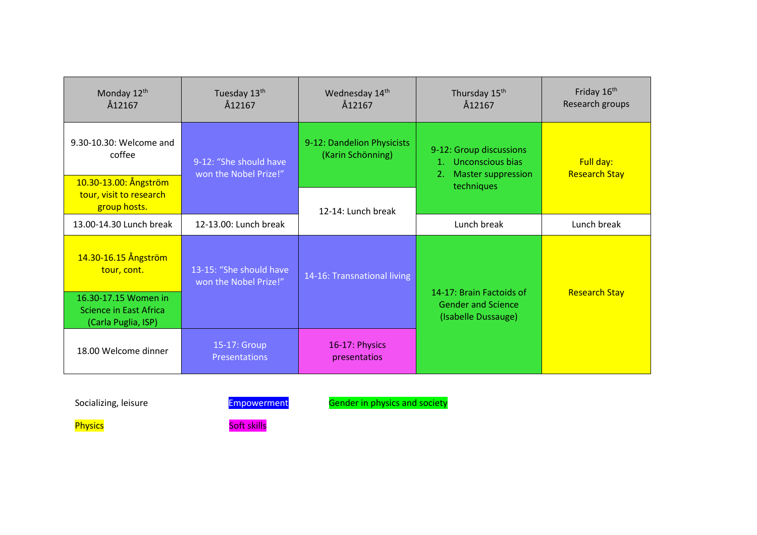| Monday 12th Å12167 | Tuesday 13th Å12167 | Wednesday 14th Å12167 | Thursday 15th Å12167 | Friday 16th Research groups |
|---|---|---|---|---|
| 9.30-10.30: Welcome and coffee | 9-12: "She should have won the Nobel Prize!" | 9-12: Dandelion Physicists (Karin Schönning) | 9-12: Group discussions 1. Unconscious bias 2. Master suppression techniques | Full day: Research Stay |
| 10.30-13.00: Ångström tour, visit to research group hosts. | | 12-14: Lunch break | | |
| 13.00-14.30 Lunch break | 12-13.00: Lunch break | | Lunch break | Lunch break |
| 14.30-16.15 Ångström tour, cont. | 13-15: "She should have won the Nobel Prize!" | 14-16: Transnational living | 14-17: Brain Factoids of Gender and Science (Isabelle Dussauge) | Research Stay |
| 16.30-17.15 Women in Science in East Africa (Carla Puglia, ISP) | | | | |
| 18.00 Welcome dinner | 15-17: Group Presentations | 16-17: Physics presentatios | | |

Socializing, leisure

Empowerment

Gender in physics and society

Physics

Soft skills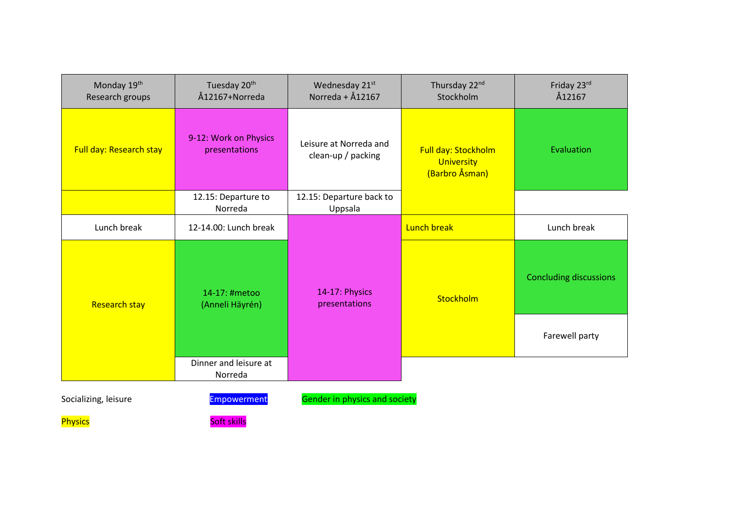| Monday 19th Research groups | Tuesday 20th Å12167+Norreda | Wednesday 21st Norreda + Å12167 | Thursday 22nd Stockholm | Friday 23rd Å12167 |
|---|---|---|---|---|
| Full day: Research stay | 9-12: Work on Physics presentations | Leisure at Norreda and clean-up / packing | Full day: Stockholm University (Barbro Åsman) | Evaluation |
| | 12.15: Departure to Norreda | 12.15: Departure back to Uppsala | | |
| Lunch break | 12-14.00: Lunch break | 14-17: Physics presentations | Lunch break | Lunch break |
| Research stay | 14-17: #metoo (Anneli Häyrén) | | Stockholm | Concluding discussions |
| | | | | Farewell party |
| | Dinner and leisure at Norreda | | | |

Socializing, leisure

Empowerment

Gender in physics and society

Physics

Soft skills